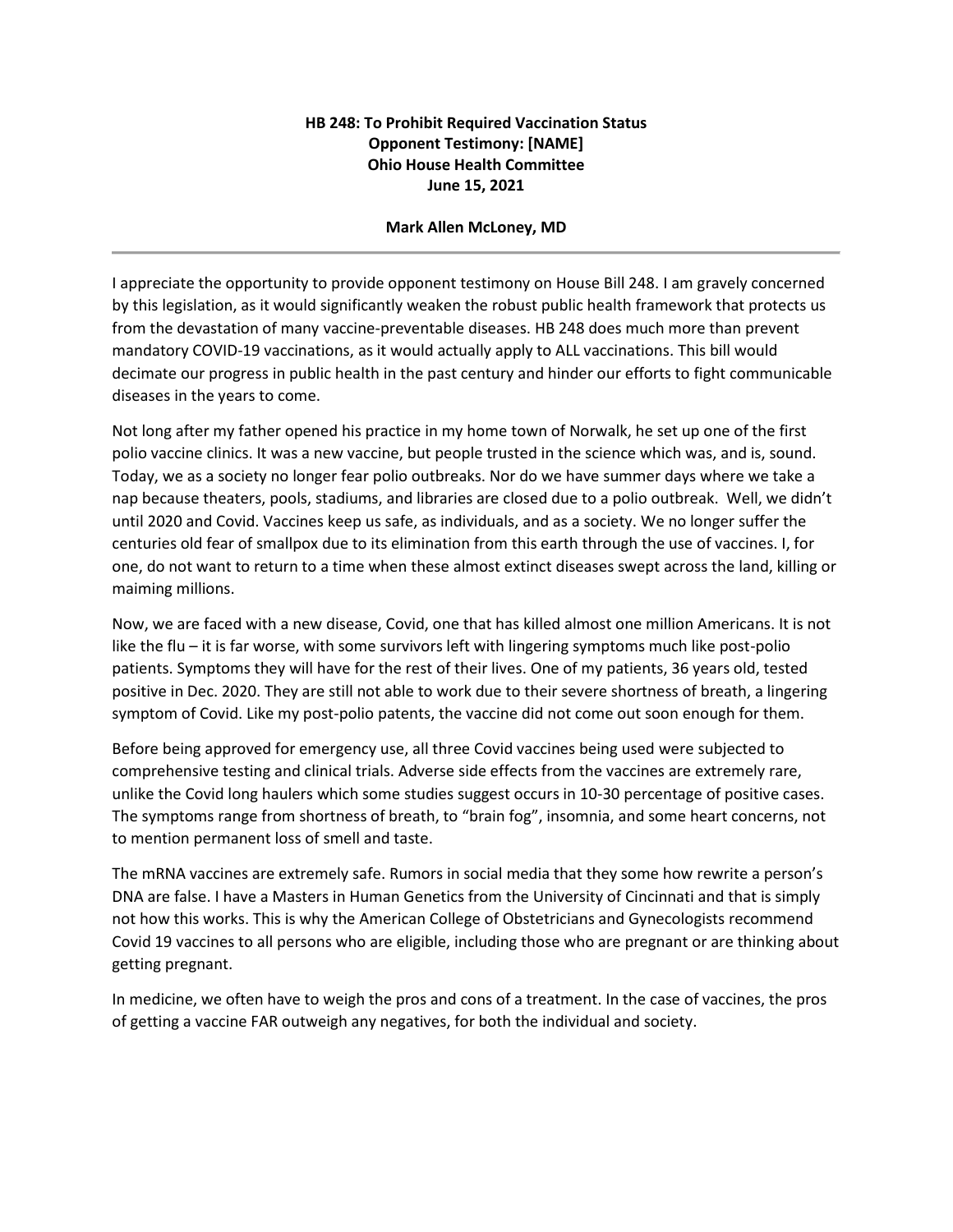**HB 248: To Prohibit Required Vaccination Status**
**Opponent Testimony: [NAME]**
**Ohio House Health Committee**
**June 15, 2021**

**Mark Allen McLoney, MD**

---

I appreciate the opportunity to provide opponent testimony on House Bill 248. I am gravely concerned by this legislation, as it would significantly weaken the robust public health framework that protects us from the devastation of many vaccine-preventable diseases. HB 248 does much more than prevent mandatory COVID-19 vaccinations, as it would actually apply to ALL vaccinations. This bill would decimate our progress in public health in the past century and hinder our efforts to fight communicable diseases in the years to come.

Not long after my father opened his practice in my home town of Norwalk, he set up one of the first polio vaccine clinics. It was a new vaccine, but people trusted in the science which was, and is, sound. Today, we as a society no longer fear polio outbreaks. Nor do we have summer days where we take a nap because theaters, pools, stadiums, and libraries are closed due to a polio outbreak. Well, we didn't until 2020 and Covid. Vaccines keep us safe, as individuals, and as a society. We no longer suffer the centuries old fear of smallpox due to its elimination from this earth through the use of vaccines. I, for one, do not want to return to a time when these almost extinct diseases swept across the land, killing or maiming millions.

Now, we are faced with a new disease, Covid, one that has killed almost one million Americans. It is not like the flu – it is far worse, with some survivors left with lingering symptoms much like post-polio patients. Symptoms they will have for the rest of their lives. One of my patients, 36 years old, tested positive in Dec. 2020. They are still not able to work due to their severe shortness of breath, a lingering symptom of Covid. Like my post-polio patents, the vaccine did not come out soon enough for them.

Before being approved for emergency use, all three Covid vaccines being used were subjected to comprehensive testing and clinical trials. Adverse side effects from the vaccines are extremely rare, unlike the Covid long haulers which some studies suggest occurs in 10-30 percentage of positive cases. The symptoms range from shortness of breath, to "brain fog", insomnia, and some heart concerns, not to mention permanent loss of smell and taste.

The mRNA vaccines are extremely safe. Rumors in social media that they some how rewrite a person's DNA are false. I have a Masters in Human Genetics from the University of Cincinnati and that is simply not how this works. This is why the American College of Obstetricians and Gynecologists recommend Covid 19 vaccines to all persons who are eligible, including those who are pregnant or are thinking about getting pregnant.

In medicine, we often have to weigh the pros and cons of a treatment. In the case of vaccines, the pros of getting a vaccine FAR outweigh any negatives, for both the individual and society.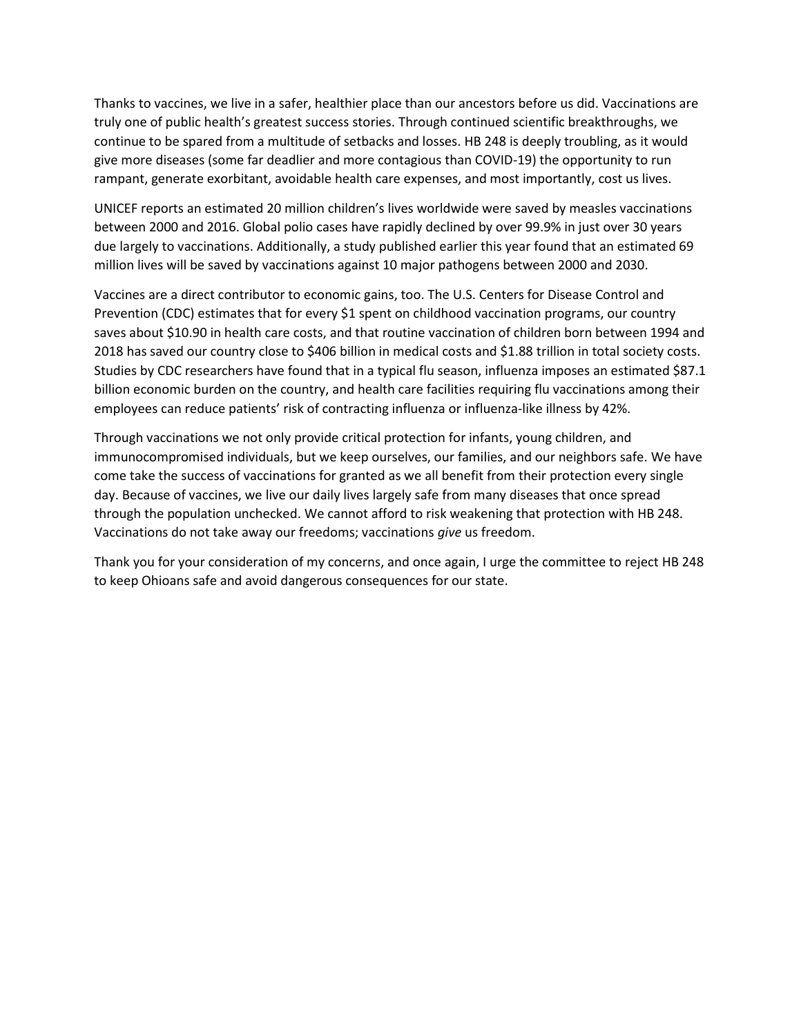Thanks to vaccines, we live in a safer, healthier place than our ancestors before us did. Vaccinations are truly one of public health's greatest success stories. Through continued scientific breakthroughs, we continue to be spared from a multitude of setbacks and losses. HB 248 is deeply troubling, as it would give more diseases (some far deadlier and more contagious than COVID-19) the opportunity to run rampant, generate exorbitant, avoidable health care expenses, and most importantly, cost us lives.

UNICEF reports an estimated 20 million children's lives worldwide were saved by measles vaccinations between 2000 and 2016. Global polio cases have rapidly declined by over 99.9% in just over 30 years due largely to vaccinations. Additionally, a study published earlier this year found that an estimated 69 million lives will be saved by vaccinations against 10 major pathogens between 2000 and 2030.

Vaccines are a direct contributor to economic gains, too. The U.S. Centers for Disease Control and Prevention (CDC) estimates that for every $1 spent on childhood vaccination programs, our country saves about $10.90 in health care costs, and that routine vaccination of children born between 1994 and 2018 has saved our country close to $406 billion in medical costs and $1.88 trillion in total society costs. Studies by CDC researchers have found that in a typical flu season, influenza imposes an estimated $87.1 billion economic burden on the country, and health care facilities requiring flu vaccinations among their employees can reduce patients' risk of contracting influenza or influenza-like illness by 42%.

Through vaccinations we not only provide critical protection for infants, young children, and immunocompromised individuals, but we keep ourselves, our families, and our neighbors safe. We have come take the success of vaccinations for granted as we all benefit from their protection every single day. Because of vaccines, we live our daily lives largely safe from many diseases that once spread through the population unchecked. We cannot afford to risk weakening that protection with HB 248. Vaccinations do not take away our freedoms; vaccinations *give* us freedom.

Thank you for your consideration of my concerns, and once again, I urge the committee to reject HB 248 to keep Ohioans safe and avoid dangerous consequences for our state.